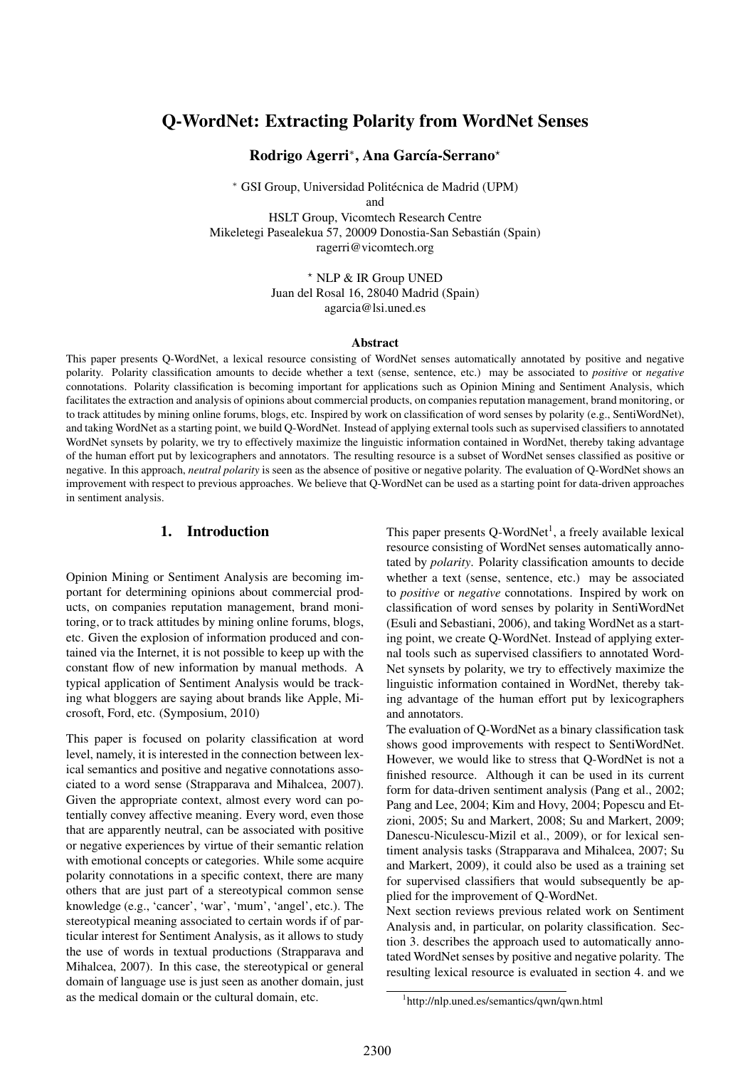# Q-WordNet: Extracting Polarity from WordNet Senses

**Rodrigo Agerri***, **Ana García-Serrano***

* GSI Group, Universidad Politécnica de Madrid (UPM)
and
HSLT Group, Vicomtech Research Centre
Mikeletegi Pasealekua 57, 20009 Donostia-San Sebastián (Spain)
ragerri@vicomtech.org

* NLP & IR Group UNED
Juan del Rosal 16, 28040 Madrid (Spain)
agarcia@lsi.uned.es

### Abstract

This paper presents Q-WordNet, a lexical resource consisting of WordNet senses automatically annotated by positive and negative polarity. Polarity classification amounts to decide whether a text (sense, sentence, etc.) may be associated to *positive* or *negative* connotations. Polarity classification is becoming important for applications such as Opinion Mining and Sentiment Analysis, which facilitates the extraction and analysis of opinions about commercial products, on companies reputation management, brand monitoring, or to track attitudes by mining online forums, blogs, etc. Inspired by work on classification of word senses by polarity (e.g., SentiWordNet), and taking WordNet as a starting point, we build Q-WordNet. Instead of applying external tools such as supervised classifiers to annotated WordNet synsets by polarity, we try to effectively maximize the linguistic information contained in WordNet, thereby taking advantage of the human effort put by lexicographers and annotators. The resulting resource is a subset of WordNet senses classified as positive or negative. In this approach, *neutral polarity* is seen as the absence of positive or negative polarity. The evaluation of Q-WordNet shows an improvement with respect to previous approaches. We believe that Q-WordNet can be used as a starting point for data-driven approaches in sentiment analysis.

## 1. Introduction

Opinion Mining or Sentiment Analysis are becoming important for determining opinions about commercial products, on companies reputation management, brand monitoring, or to track attitudes by mining online forums, blogs, etc. Given the explosion of information produced and contained via the Internet, it is not possible to keep up with the constant flow of new information by manual methods. A typical application of Sentiment Analysis would be tracking what bloggers are saying about brands like Apple, Micrsoft, Ford, etc. (Symposium, 2010)

This paper is focused on polarity classification at word level, namely, it is interested in the connection between lexical semantics and positive and negative connotations associated to a word sense (Strapparava and Mihalcea, 2007). Given the appropriate context, almost every word can potentially convey affective meaning. Every word, even those that are apparently neutral, can be associated with positive or negative experiences by virtue of their semantic relation with emotional concepts or categories. While some acquire polarity connotations in a specific context, there are many others that are just part of a stereotypical common sense knowledge (e.g., 'cancer', 'war', 'mum', 'angel', etc.). The stereotypical meaning associated to certain words if of particular interest for Sentiment Analysis, as it allows to study the use of words in textual productions (Strapparava and Mihalcea, 2007). In this case, the stereotypical or general domain of language use is just seen as another domain, just as the medical domain or the cultural domain, etc.

This paper presents Q-WordNet[1], a freely available lexical resource consisting of WordNet senses automatically annotated by *polarity*. Polarity classification amounts to decide whether a text (sense, sentence, etc.) may be associated to *positive* or *negative* connotations. Inspired by work on classification of word senses by polarity in SentiWordNet (Esuli and Sebastiani, 2006), and taking WordNet as a starting point, we create Q-WordNet. Instead of applying external tools such as supervised classifiers to annotated WordNet synsets by polarity, we try to effectively maximize the linguistic information contained in WordNet, thereby taking advantage of the human effort put by lexicographers and annotators.

The evaluation of Q-WordNet as a binary classification task shows good improvements with respect to SentiWordNet. However, we would like to stress that Q-WordNet is not a finished resource. Although it can be used in its current form for data-driven sentiment analysis (Pang et al., 2002; Pang and Lee, 2004; Kim and Hovy, 2004; Popescu and Etzioni, 2005; Su and Markert, 2008; Su and Markert, 2009; Danescu-Niculescu-Mizil et al., 2009), or for lexical sentiment analysis tasks (Strapparava and Mihalcea, 2007; Su and Markert, 2009), it could also be used as a training set for supervised classifiers that would subsequently be applied for the improvement of Q-WordNet.

Next section reviews previous related work on Sentiment Analysis and, in particular, on polarity classification. Section 3. describes the approach used to automatically annotated WordNet senses by positive and negative polarity. The resulting lexical resource is evaluated in section 4. and we

[1] http://nlp.uned.es/semantics/qwn/qwn.html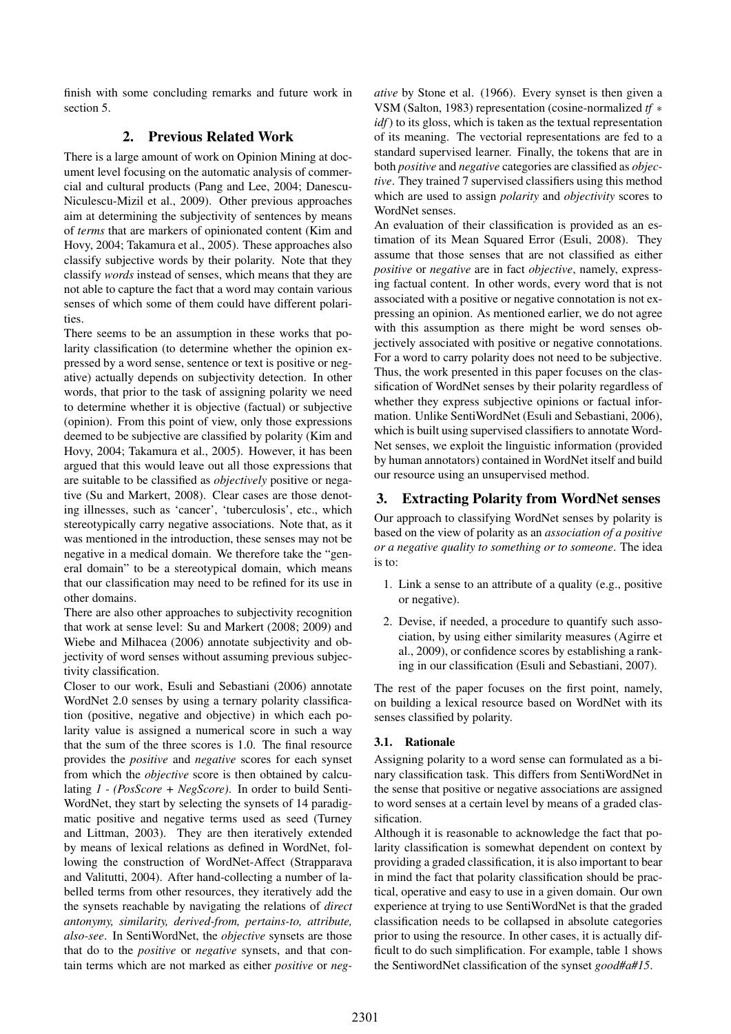finish with some concluding remarks and future work in section 5.

## 2. Previous Related Work

There is a large amount of work on Opinion Mining at document level focusing on the automatic analysis of commercial and cultural products (Pang and Lee, 2004; Danescu-Niculescu-Mizil et al., 2009). Other previous approaches aim at determining the subjectivity of sentences by means of *terms* that are markers of opinionated content (Kim and Hovy, 2004; Takamura et al., 2005). These approaches also classify subjective words by their polarity. Note that they classify *words* instead of senses, which means that they are not able to capture the fact that a word may contain various senses of which some of them could have different polarities.

There seems to be an assumption in these works that polarity classification (to determine whether the opinion expressed by a word sense, sentence or text is positive or negative) actually depends on subjectivity detection. In other words, that prior to the task of assigning polarity we need to determine whether it is objective (factual) or subjective (opinion). From this point of view, only those expressions deemed to be subjective are classified by polarity (Kim and Hovy, 2004; Takamura et al., 2005). However, it has been argued that this would leave out all those expressions that are suitable to be classified as *objectively* positive or negative (Su and Markert, 2008). Clear cases are those denoting illnesses, such as 'cancer', 'tuberculosis', etc., which stereotypically carry negative associations. Note that, as it was mentioned in the introduction, these senses may not be negative in a medical domain. We therefore take the "general domain" to be a stereotypical domain, which means that our classification may need to be refined for its use in other domains.

There are also other approaches to subjectivity recognition that work at sense level: Su and Markert (2008; 2009) and Wiebe and Milhacea (2006) annotate subjectivity and objectivity of word senses without assuming previous subjectivity classification.

Closer to our work, Esuli and Sebastiani (2006) annotate WordNet 2.0 senses by using a ternary polarity classification (positive, negative and objective) in which each polarity value is assigned a numerical score in such a way that the sum of the three scores is 1.0. The final resource provides the *positive* and *negative* scores for each synset from which the *objective* score is then obtained by calculating *1 - (PosScore + NegScore)*. In order to build SentiWordNet, they start by selecting the synsets of 14 paradigmatic positive and negative terms used as seed (Turney and Littman, 2003). They are then iteratively extended by means of lexical relations as defined in WordNet, following the construction of WordNet-Affect (Strapparava and Valitutti, 2004). After hand-collecting a number of labelled terms from other resources, they iteratively add the the synsets reachable by navigating the relations of *direct antonymy, similarity, derived-from, pertains-to, attribute, also-see*. In SentiWordNet, the *objective* synsets are those that do to the *positive* or *negative* synsets, and that contain terms which are not marked as either *positive* or *negative* by Stone et al. (1966). Every synset is then given a VSM (Salton, 1983) representation (cosine-normalized $tf * idf$) to its gloss, which is taken as the textual representation of its meaning. The vectorial representations are fed to a standard supervised learner. Finally, the tokens that are in both *positive* and *negative* categories are classified as *objective*. They trained 7 supervised classifiers using this method which are used to assign *polarity* and *objectivity* scores to WordNet senses.

An evaluation of their classification is provided as an estimation of its Mean Squared Error (Esuli, 2008). They assume that those senses that are not classified as either *positive* or *negative* are in fact *objective*, namely, expressing factual content. In other words, every word that is not associated with a positive or negative connotation is not expressing an opinion. As mentioned earlier, we do not agree with this assumption as there might be word senses objectively associated with positive or negative connotations. For a word to carry polarity does not need to be subjective. Thus, the work presented in this paper focuses on the classification of WordNet senses by their polarity regardless of whether they express subjective opinions or factual information. Unlike SentiWordNet (Esuli and Sebastiani, 2006), which is built using supervised classifiers to annotate WordNet senses, we exploit the linguistic information (provided by human annotators) contained in WordNet itself and build our resource using an unsupervised method.

## 3. Extracting Polarity from WordNet senses

Our approach to classifying WordNet senses by polarity is based on the view of polarity as an *association of a positive or a negative quality to something or to someone*. The idea is to:

1. Link a sense to an attribute of a quality (e.g., positive or negative).
2. Devise, if needed, a procedure to quantify such association, by using either similarity measures (Agirre et al., 2009), or confidence scores by establishing a ranking in our classification (Esuli and Sebastiani, 2007).

The rest of the paper focuses on the first point, namely, on building a lexical resource based on WordNet with its senses classified by polarity.

### 3.1. Rationale

Assigning polarity to a word sense can formulated as a binary classification task. This differs from SentiWordNet in the sense that positive or negative associations are assigned to word senses at a certain level by means of a graded classification.

Although it is reasonable to acknowledge the fact that polarity classification is somewhat dependent on context by providing a graded classification, it is also important to bear in mind the fact that polarity classification should be practical, operative and easy to use in a given domain. Our own experience at trying to use SentiWordNet is that the graded classification needs to be collapsed in absolute categories prior to using the resource. In other cases, it is actually difficult to do such simplification. For example, table 1 shows the SentiwordNet classification of the synset *good#a#15*.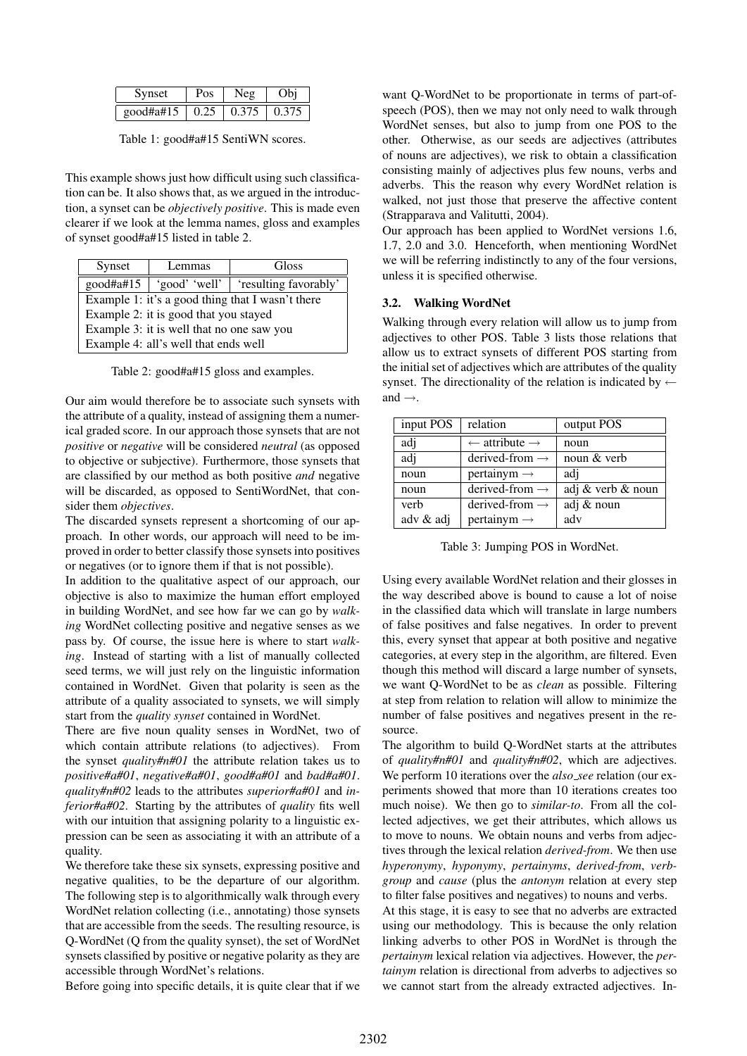| Synset | Pos | Neg | Obj |
|---|---|---|---|
| good#a#15 | 0.25 | 0.375 | 0.375 |

Table 1: good#a#15 SentiWN scores.

This example shows just how difficult using such classification can be. It also shows that, as we argued in the introduction, a synset can be *objectively positive*. This is made even clearer if we look at the lemma names, gloss and examples of synset good#a#15 listed in table 2.

| Synset | Lemmas | Gloss |
|---|---|---|
| good#a#15 | 'good' 'well' | 'resulting favorably' |
| Example 1: it's a good thing that I wasn't there | | |
| Example 2: it is good that you stayed | | |
| Example 3: it is well that no one saw you | | |
| Example 4: all's well that ends well | | |

Table 2: good#a#15 gloss and examples.

Our aim would therefore be to associate such synsets with the attribute of a quality, instead of assigning them a numerical graded score. In our approach those synsets that are not *positive* or *negative* will be considered *neutral* (as opposed to objective or subjective). Furthermore, those synsets that are classified by our method as both positive *and* negative will be discarded, as opposed to SentiWordNet, that consider them *objectives*.

The discarded synsets represent a shortcoming of our approach. In other words, our approach will need to be improved in order to better classify those synsets into positives or negatives (or to ignore them if that is not possible).

In addition to the qualitative aspect of our approach, our objective is also to maximize the human effort employed in building WordNet, and see how far we can go by *walking* WordNet collecting positive and negative senses as we pass by. Of course, the issue here is where to start *walking*. Instead of starting with a list of manually collected seed terms, we will just rely on the linguistic information contained in WordNet. Given that polarity is seen as the attribute of a quality associated to synsets, we will simply start from the *quality synset* contained in WordNet.

There are five noun quality senses in WordNet, two of which contain attribute relations (to adjectives). From the synset *quality#n#01* the attribute relation takes us to *positive#a#01*, *negative#a#01*, *good#a#01* and *bad#a#01*. *quality#n#02* leads to the attributes *superior#a#01* and *inferior#a#02*. Starting by the attributes of *quality* fits well with our intuition that assigning polarity to a linguistic expression can be seen as associating it with an attribute of a quality.

We therefore take these six synsets, expressing positive and negative qualities, to be the departure of our algorithm. The following step is to algorithmically walk through every WordNet relation collecting (i.e., annotating) those synsets that are accessible from the seeds. The resulting resource, is Q-WordNet (Q from the quality synset), the set of WordNet synsets classified by positive or negative polarity as they are accessible through WordNet's relations.

Before going into specific details, it is quite clear that if we want Q-WordNet to be proportionate in terms of part-of-speech (POS), then we may not only need to walk through WordNet senses, but also to jump from one POS to the other. Otherwise, as our seeds are adjectives (attributes of nouns are adjectives), we risk to obtain a classification consisting mainly of adjectives plus few nouns, verbs and adverbs. This the reason why every WordNet relation is walked, not just those that preserve the affective content (Strapparava and Valitutti, 2004).

Our approach has been applied to WordNet versions 1.6, 1.7, 2.0 and 3.0. Henceforth, when mentioning WordNet we will be referring indistinctly to any of the four versions, unless it is specified otherwise.

### 3.2. Walking WordNet

Walking through every relation will allow us to jump from adjectives to other POS. Table 3 lists those relations that allow us to extract synsets of different POS starting from the initial set of adjectives which are attributes of the quality synset. The directionality of the relation is indicated by ← and →.

| input POS | relation | output POS |
|---|---|---|
| adj | ← attribute → | noun |
| adj | derived-from → | noun & verb |
| noun | pertainym → | adj |
| noun | derived-from → | adj & verb & noun |
| verb | derived-from → | adj & noun |
| adv & adj | pertainym → | adv |

Table 3: Jumping POS in WordNet.

Using every available WordNet relation and their glosses in the way described above is bound to cause a lot of noise in the classified data which will translate in large numbers of false positives and false negatives. In order to prevent this, every synset that appear at both positive and negative categories, at every step in the algorithm, are filtered. Even though this method will discard a large number of synsets, we want Q-WordNet to be as *clean* as possible. Filtering at step from relation to relation will allow to minimize the number of false positives and negatives present in the resource.

The algorithm to build Q-WordNet starts at the attributes of *quality#n#01* and *quality#n#02*, which are adjectives. We perform 10 iterations over the *also_see* relation (our experiments showed that more than 10 iterations creates too much noise). We then go to *similar-to*. From all the collected adjectives, we get their attributes, which allows us to move to nouns. We obtain nouns and verbs from adjectives through the lexical relation *derived-from*. We then use *hyperonymy*, *hyponymy*, *pertainyms*, *derived-from*, *verb-group* and *cause* (plus the *antonym* relation at every step to filter false positives and negatives) to nouns and verbs.

At this stage, it is easy to see that no adverbs are extracted using our methodology. This is because the only relation linking adverbs to other POS in WordNet is through the *pertainym* lexical relation via adjectives. However, the *pertainym* relation is directional from adverbs to adjectives so we cannot start from the already extracted adjectives. In-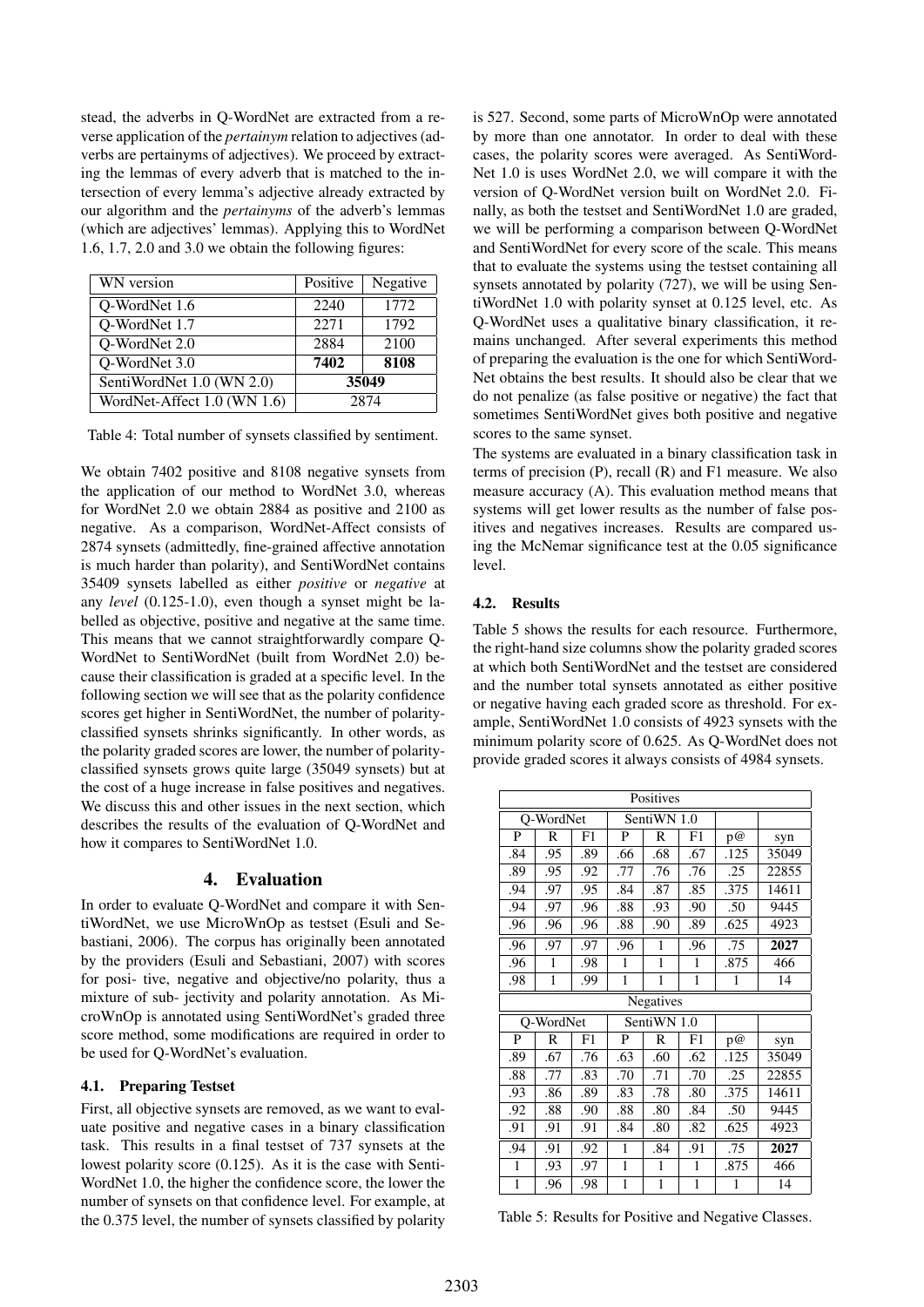stead, the adverbs in Q-WordNet are extracted from a reverse application of the *pertainym* relation to adjectives (adverbs are pertainyms of adjectives). We proceed by extracting the lemmas of every adverb that is matched to the intersection of every lemma's adjective already extracted by our algorithm and the *pertainyms* of the adverb's lemmas (which are adjectives' lemmas). Applying this to WordNet 1.6, 1.7, 2.0 and 3.0 we obtain the following figures:

| WN version | Positive | Negative |
|---|---|---|
| Q-WordNet 1.6 | 2240 | 1772 |
| Q-WordNet 1.7 | 2271 | 1792 |
| Q-WordNet 2.0 | 2884 | 2100 |
| Q-WordNet 3.0 | **7402** | **8108** |
| SentiWordNet 1.0 (WN 2.0) | 35049 | |
| WordNet-Affect 1.0 (WN 1.6) | 2874 | |

Table 4: Total number of synsets classified by sentiment.

We obtain 7402 positive and 8108 negative synsets from the application of our method to WordNet 3.0, whereas for WordNet 2.0 we obtain 2884 as positive and 2100 as negative. As a comparison, WordNet-Affect consists of 2874 synsets (admittedly, fine-grained affective annotation is much harder than polarity), and SentiWordNet contains 35409 synsets labelled as either *positive* or *negative* at any *level* (0.125-1.0), even though a synset might be labelled as objective, positive and negative at the same time. This means that we cannot straightforwardly compare Q-WordNet to SentiWordNet (built from WordNet 2.0) because their classification is graded at a specific level. In the following section we will see that as the polarity confidence scores get higher in SentiWordNet, the number of polarity-classified synsets shrinks significantly. In other words, as the polarity graded scores are lower, the number of polarity-classified synsets grows quite large (35049 synsets) but at the cost of a huge increase in false positives and negatives. We discuss this and other issues in the next section, which describes the results of the evaluation of Q-WordNet and how it compares to SentiWordNet 1.0.

## 4. Evaluation

In order to evaluate Q-WordNet and compare it with SentiWordNet, we use MicroWnOp as testset (Esuli and Sebastiani, 2006). The corpus has originally been annotated by the providers (Esuli and Sebastiani, 2007) with scores for posi- tive, negative and objective/no polarity, thus a mixture of sub- jectivity and polarity annotation. As MicroWnOp is annotated using SentiWordNet's graded three score method, some modifications are required in order to be used for Q-WordNet's evaluation.

### 4.1. Preparing Testset

First, all objective synsets are removed, as we want to evaluate positive and negative cases in a binary classification task. This results in a final testset of 737 synsets at the lowest polarity score (0.125). As it is the case with SentiWordNet 1.0, the higher the confidence score, the lower the number of synsets on that confidence level. For example, at the 0.375 level, the number of synsets classified by polarity is 527. Second, some parts of MicroWnOp were annotated by more than one annotator. In order to deal with these cases, the polarity scores were averaged. As SentiWordNet 1.0 is uses WordNet 2.0, we will compare it with the version of Q-WordNet version built on WordNet 2.0. Finally, as both the testset and SentiWordNet 1.0 are graded, we will be performing a comparison between Q-WordNet and SentiWordNet for every score of the scale. This means that to evaluate the systems using the testset containing all synsets annotated by polarity (727), we will be using SentiWordNet 1.0 with polarity synset at 0.125 level, etc. As Q-WordNet uses a qualitative binary classification, it remains unchanged. After several experiments this method of preparing the evaluation is the one for which SentiWordNet obtains the best results. It should also be clear that we do not penalize (as false positive or negative) the fact that sometimes SentiWordNet gives both positive and negative scores to the same synset.

The systems are evaluated in a binary classification task in terms of precision (P), recall (R) and F1 measure. We also measure accuracy (A). This evaluation method means that systems will get lower results as the number of false positives and negatives increases. Results are compared using the McNemar significance test at the 0.05 significance level.

### 4.2. Results

Table 5 shows the results for each resource. Furthermore, the right-hand size columns show the polarity graded scores at which both SentiWordNet and the testset are considered and the number total synsets annotated as either positive or negative having each graded score as threshold. For example, SentiWordNet 1.0 consists of 4923 synsets with the minimum polarity score of 0.625. As Q-WordNet does not provide graded scores it always consists of 4984 synsets.

| Positives | | | | | | | |
|---|---|---|---|---|---|---|---|
| Q-WordNet | | | SentiWN 1.0 | | | | |
| P | R | F1 | P | R | F1 | p@ | syn |
| .84 | .95 | .89 | .66 | .68 | .67 | .125 | 35049 |
| .89 | .95 | .92 | .77 | .76 | .76 | .25 | 22855 |
| .94 | .97 | .95 | .84 | .87 | .85 | .375 | 14611 |
| .94 | .97 | .96 | .88 | .93 | .90 | .50 | 9445 |
| .96 | .96 | .96 | .88 | .90 | .89 | .625 | 4923 |
| .96 | .97 | .97 | .96 | 1 | .96 | .75 | **2027** |
| .96 | 1 | .98 | 1 | 1 | 1 | .875 | 466 |
| .98 | 1 | .99 | 1 | 1 | 1 | 1 | 14 |
| **Negatives** | | | | | | | |
| Q-WordNet | | | SentiWN 1.0 | | | | |
| P | R | F1 | P | R | F1 | p@ | syn |
| .89 | .67 | .76 | .63 | .60 | .62 | .125 | 35049 |
| .88 | .77 | .83 | .70 | .71 | .70 | .25 | 22855 |
| .93 | .86 | .89 | .83 | .78 | .80 | .375 | 14611 |
| .92 | .88 | .90 | .88 | .80 | .84 | .50 | 9445 |
| .91 | .91 | .91 | .84 | .80 | .82 | .625 | 4923 |
| .94 | .91 | .92 | 1 | .84 | .91 | .75 | **2027** |
| 1 | .93 | .97 | 1 | 1 | 1 | .875 | 466 |
| 1 | .96 | .98 | 1 | 1 | 1 | 1 | 14 |

Table 5: Results for Positive and Negative Classes.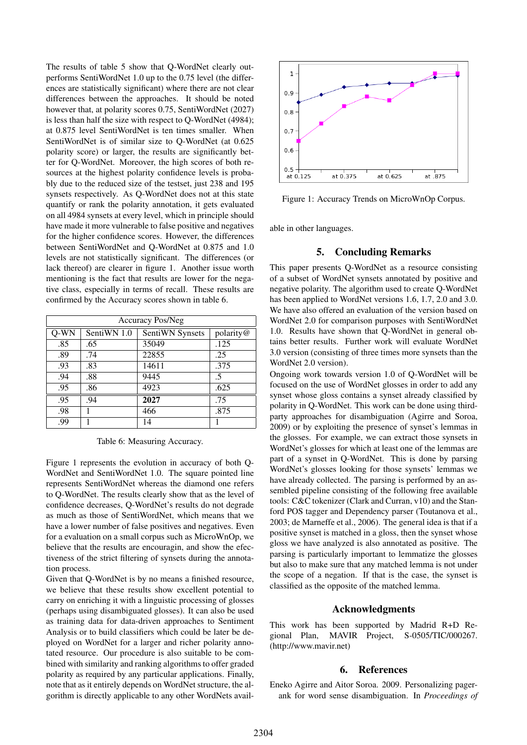The results of table 5 show that Q-WordNet clearly outperforms SentiWordNet 1.0 up to the 0.75 level (the differences are statistically significant) where there are not clear differences between the approaches. It should be noted however that, at polarity scores 0.75, SentiWordNet (2027) is less than half the size with respect to Q-WordNet (4984); at 0.875 level SentiWordNet is ten times smaller. When SentiWordNet is of similar size to Q-WordNet (at 0.625 polarity score) or larger, the results are significantly better for Q-WordNet. Moreover, the high scores of both resources at the highest polarity confidence levels is probably due to the reduced size of the testset, just 238 and 195 synsets respectively. As Q-WordNet does not at this state quantify or rank the polarity annotation, it gets evaluated on all 4984 synsets at every level, which in principle should have made it more vulnerable to false positive and negatives for the higher confidence scores. However, the differences between SentiWordNet and Q-WordNet at 0.875 and 1.0 levels are not statistically significant. The differences (or lack thereof) are clearer in figure 1. Another issue worth mentioning is the fact that results are lower for the negative class, especially in terms of recall. These results are confirmed by the Accuracy scores shown in table 6.

| Accuracy Pos/Neg | | | |
|---|---|---|---|
| Q-WN | SentiWN 1.0 | SentiWN Synsets | polarity@ |
| .85 | .65 | 35049 | .125 |
| .89 | .74 | 22855 | .25 |
| .93 | .83 | 14611 | .375 |
| .94 | .88 | 9445 | .5 |
| .95 | .86 | 4923 | .625 |
| .95 | .94 | **2027** | .75 |
| .98 | 1 | 466 | .875 |
| .99 | 1 | 14 | 1 |

Table 6: Measuring Accuracy.

Figure 1 represents the evolution in accuracy of both Q-WordNet and SentiWordNet 1.0. The square pointed line represents SentiWordNet whereas the diamond one refers to Q-WordNet. The results clearly show that as the level of confidence decreases, Q-WordNet's results do not degrade as much as those of SentiWordNet, which means that we have a lower number of false positives and negatives. Even for a evaluation on a small corpus such as MicroWnOp, we believe that the results are encouragin, and show the efectiveness of the strict filtering of synsets during the annotation process.

Given that Q-WordNet is by no means a finished resource, we believe that these results show excellent potential to carry on enriching it with a linguistic processing of glosses (perhaps using disambiguated glosses). It can also be used as training data for data-driven approaches to Sentiment Analysis or to build classifiers which could be later be deployed on WordNet for a larger and richer polarity annotated resource. Our procedure is also suitable to be combined with similarity and ranking algorithms to offer graded polarity as required by any particular applications. Finally, note that as it entirely depends on WordNet structure, the algorithm is directly applicable to any other WordNets available in other languages.

Figure 1: Accuracy Trends on MicroWnOp Corpus.

## 5. Concluding Remarks

This paper presents Q-WordNet as a resource consisting of a subset of WordNet synsets annotated by positive and negative polarity. The algorithm used to create Q-WordNet has been applied to WordNet versions 1.6, 1.7, 2.0 and 3.0. We have also offered an evaluation of the version based on WordNet 2.0 for comparison purposes with SentiWordNet 1.0. Results have shown that Q-WordNet in general obtains better results. Further work will evaluate WordNet 3.0 version (consisting of three times more synsets than the WordNet 2.0 version).

Ongoing work towards version 1.0 of Q-WordNet will be focused on the use of WordNet glosses in order to add any synset whose gloss contains a synset already classified by polarity in Q-WordNet. This work can be done using third-party approaches for disambiguation (Agirre and Soroa, 2009) or by exploiting the presence of synset's lemmas in the glosses. For example, we can extract those synsets in WordNet's glosses for which at least one of the lemmas are part of a synset in Q-WordNet. This is done by parsing WordNet's glosses looking for those synsets' lemmas we have already collected. The parsing is performed by an assembled pipeline consisting of the following free available tools: C&C tokenizer (Clark and Curran, v10) and the Stanford POS tagger and Dependency parser (Toutanova et al., 2003; de Marneffe et al., 2006). The general idea is that if a positive synset is matched in a gloss, then the synset whose gloss we have analyzed is also annotated as positive. The parsing is particularly important to lemmatize the glosses but also to make sure that any matched lemma is not under the scope of a negation. If that is the case, the synset is classified as the opposite of the matched lemma.

## Acknowledgments

This work has been supported by Madrid R+D Regional Plan, MAVIR Project, S-0505/TIC/000267. (http://www.mavir.net)

## 6. References

Eneko Agirre and Aitor Soroa. 2009. Personalizing pagerank for word sense disambiguation. In *Proceedings of*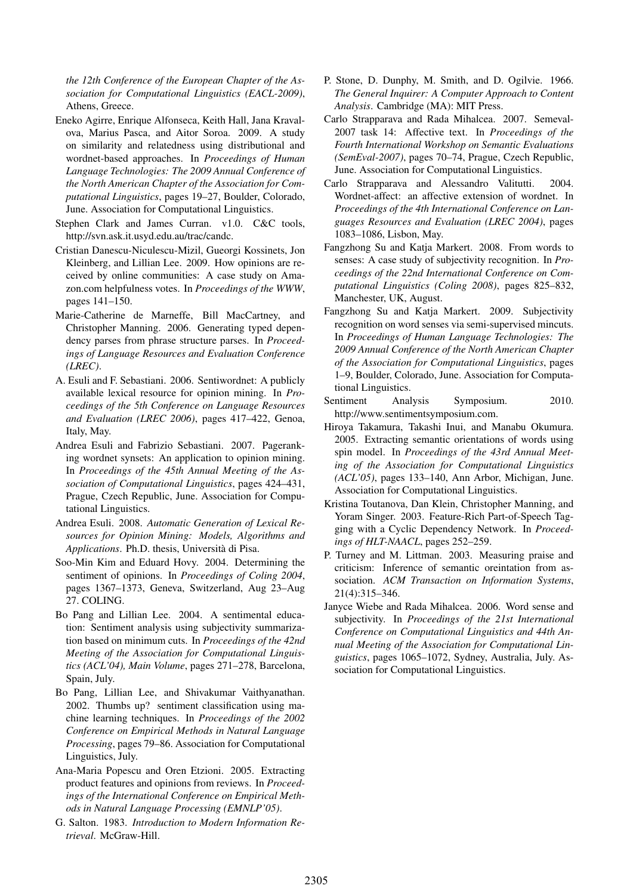*the 12th Conference of the European Chapter of the Association for Computational Linguistics (EACL-2009)*, Athens, Greece.

Eneko Agirre, Enrique Alfonseca, Keith Hall, Jana Kravalova, Marius Pasca, and Aitor Soroa. 2009. A study on similarity and relatedness using distributional and wordnet-based approaches. In *Proceedings of Human Language Technologies: The 2009 Annual Conference of the North American Chapter of the Association for Computational Linguistics*, pages 19–27, Boulder, Colorado, June. Association for Computational Linguistics.

Stephen Clark and James Curran. v1.0. C&C tools, http://svn.ask.it.usyd.edu.au/trac/candc.

Cristian Danescu-Niculescu-Mizil, Gueorgi Kossinets, Jon Kleinberg, and Lillian Lee. 2009. How opinions are received by online communities: A case study on Amazon.com helpfulness votes. In *Proceedings of the WWW*, pages 141–150.

Marie-Catherine de Marneffe, Bill MacCartney, and Christopher Manning. 2006. Generating typed dependency parses from phrase structure parses. In *Proceedings of Language Resources and Evaluation Conference (LREC)*.

A. Esuli and F. Sebastiani. 2006. Sentiwordnet: A publicly available lexical resource for opinion mining. In *Proceedings of the 5th Conference on Language Resources and Evaluation (LREC 2006)*, pages 417–422, Genoa, Italy, May.

Andrea Esuli and Fabrizio Sebastiani. 2007. Pageranking wordnet synsets: An application to opinion mining. In *Proceedings of the 45th Annual Meeting of the Association of Computational Linguistics*, pages 424–431, Prague, Czech Republic, June. Association for Computational Linguistics.

Andrea Esuli. 2008. *Automatic Generation of Lexical Resources for Opinion Mining: Models, Algorithms and Applications*. Ph.D. thesis, Università di Pisa.

Soo-Min Kim and Eduard Hovy. 2004. Determining the sentiment of opinions. In *Proceedings of Coling 2004*, pages 1367–1373, Geneva, Switzerland, Aug 23–Aug 27. COLING.

Bo Pang and Lillian Lee. 2004. A sentimental education: Sentiment analysis using subjectivity summarization based on minimum cuts. In *Proceedings of the 42nd Meeting of the Association for Computational Linguistics (ACL'04), Main Volume*, pages 271–278, Barcelona, Spain, July.

Bo Pang, Lillian Lee, and Shivakumar Vaithyanathan. 2002. Thumbs up? sentiment classification using machine learning techniques. In *Proceedings of the 2002 Conference on Empirical Methods in Natural Language Processing*, pages 79–86. Association for Computational Linguistics, July.

Ana-Maria Popescu and Oren Etzioni. 2005. Extracting product features and opinions from reviews. In *Proceedings of the International Conference on Empirical Methods in Natural Language Processing (EMNLP'05)*.

G. Salton. 1983. *Introduction to Modern Information Retrieval*. McGraw-Hill.

P. Stone, D. Dunphy, M. Smith, and D. Ogilvie. 1966. *The General Inquirer: A Computer Approach to Content Analysis*. Cambridge (MA): MIT Press.

Carlo Strapparava and Rada Mihalcea. 2007. Semeval-2007 task 14: Affective text. In *Proceedings of the Fourth International Workshop on Semantic Evaluations (SemEval-2007)*, pages 70–74, Prague, Czech Republic, June. Association for Computational Linguistics.

Carlo Strapparava and Alessandro Valitutti. 2004. Wordnet-affect: an affective extension of wordnet. In *Proceedings of the 4th International Conference on Languages Resources and Evaluation (LREC 2004)*, pages 1083–1086, Lisbon, May.

Fangzhong Su and Katja Markert. 2008. From words to senses: A case study of subjectivity recognition. In *Proceedings of the 22nd International Conference on Computational Linguistics (Coling 2008)*, pages 825–832, Manchester, UK, August.

Fangzhong Su and Katja Markert. 2009. Subjectivity recognition on word senses via semi-supervised mincuts. In *Proceedings of Human Language Technologies: The 2009 Annual Conference of the North American Chapter of the Association for Computational Linguistics*, pages 1–9, Boulder, Colorado, June. Association for Computational Linguistics.

Sentiment Analysis Symposium. 2010. http://www.sentimentsymposium.com.

Hiroya Takamura, Takashi Inui, and Manabu Okumura. 2005. Extracting semantic orientations of words using spin model. In *Proceedings of the 43rd Annual Meeting of the Association for Computational Linguistics (ACL'05)*, pages 133–140, Ann Arbor, Michigan, June. Association for Computational Linguistics.

Kristina Toutanova, Dan Klein, Christopher Manning, and Yoram Singer. 2003. Feature-Rich Part-of-Speech Tagging with a Cyclic Dependency Network. In *Proceedings of HLT-NAACL*, pages 252–259.

P. Turney and M. Littman. 2003. Measuring praise and criticism: Inference of semantic oreintation from association. *ACM Transaction on Information Systems*, 21(4):315–346.

Janyce Wiebe and Rada Mihalcea. 2006. Word sense and subjectivity. In *Proceedings of the 21st International Conference on Computational Linguistics and 44th Annual Meeting of the Association for Computational Linguistics*, pages 1065–1072, Sydney, Australia, July. Association for Computational Linguistics.